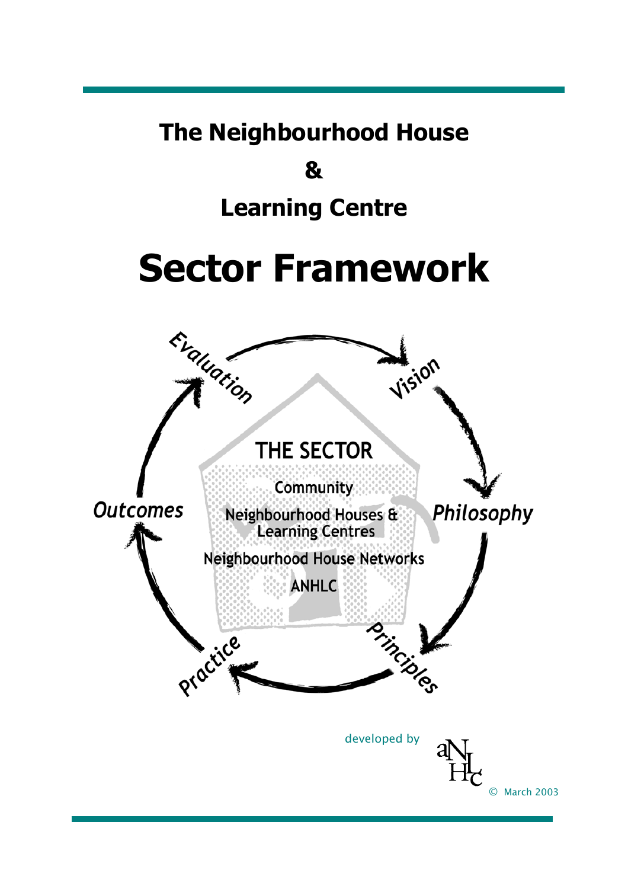# The Neighbourhood House

# &

# Learning Centre

# Sector Framework

Evaluation

Vision

Philosophy

Principles

Practice

Outcomes

THE SECTOR

Community

Neighbourhood Houses & Learning Centres

Neighbourhood House Networks

ANHLC

developed by

aNHLc

© March 2003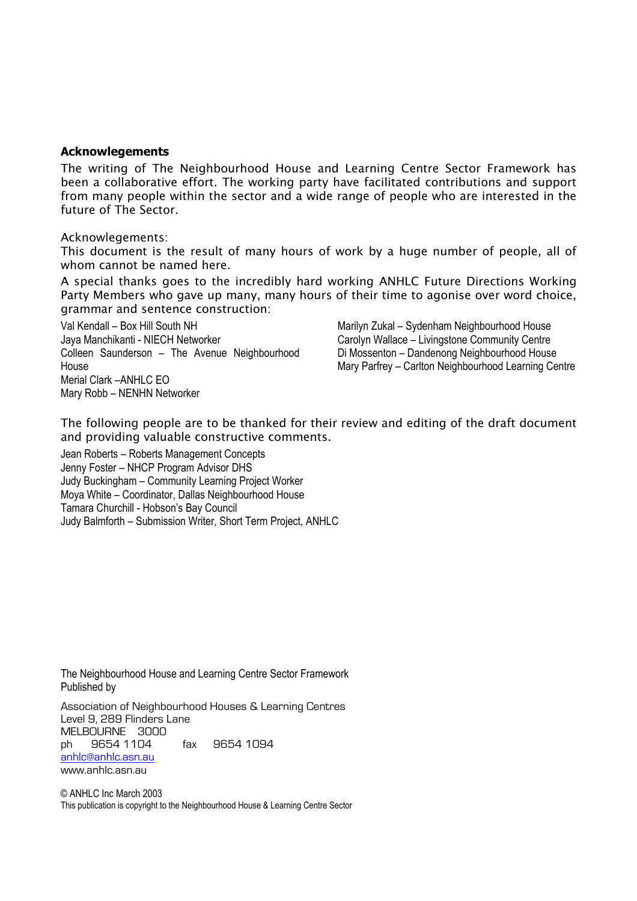**Acknowlegements**

The writing of The Neighbourhood House and Learning Centre Sector Framework has been a collaborative effort. The working party have facilitated contributions and support from many people within the sector and a wide range of people who are interested in the future of The Sector.

Acknowlegements:

This document is the result of many hours of work by a huge number of people, all of whom cannot be named here.

A special thanks goes to the incredibly hard working ANHLC Future Directions Working Party Members who gave up many, many hours of their time to agonise over word choice, grammar and sentence construction:

Val Kendall – Box Hill South NH
Jaya Manchikanti - NIECH Networker
Colleen Saunderson – The Avenue Neighbourhood House
Merial Clark –ANHLC EO
Mary Robb – NENHN Networker
Marilyn Zukal – Sydenham Neighbourhood House
Carolyn Wallace – Livingstone Community Centre
Di Mossenton – Dandenong Neighbourhood House
Mary Parfrey – Carlton Neighbourhood Learning Centre

The following people are to be thanked for their review and editing of the draft document and providing valuable constructive comments.

Jean Roberts – Roberts Management Concepts
Jenny Foster – NHCP Program Advisor DHS
Judy Buckingham – Community Learning Project Worker
Moya White – Coordinator, Dallas Neighbourhood House
Tamara Churchill - Hobson's Bay Council
Judy Balmforth – Submission Writer, Short Term Project, ANHLC

The Neighbourhood House and Learning Centre Sector Framework
Published by

Association of Neighbourhood Houses & Learning Centres
Level 9, 289 Flinders Lane
MELBOURNE 3000
ph 9654 1104 fax 9654 1094
anhlc@anhlc.asn.au
www.anhlc.asn.au

© ANHLC Inc March 2003
This publication is copyright to the Neighbourhood House & Learning Centre Sector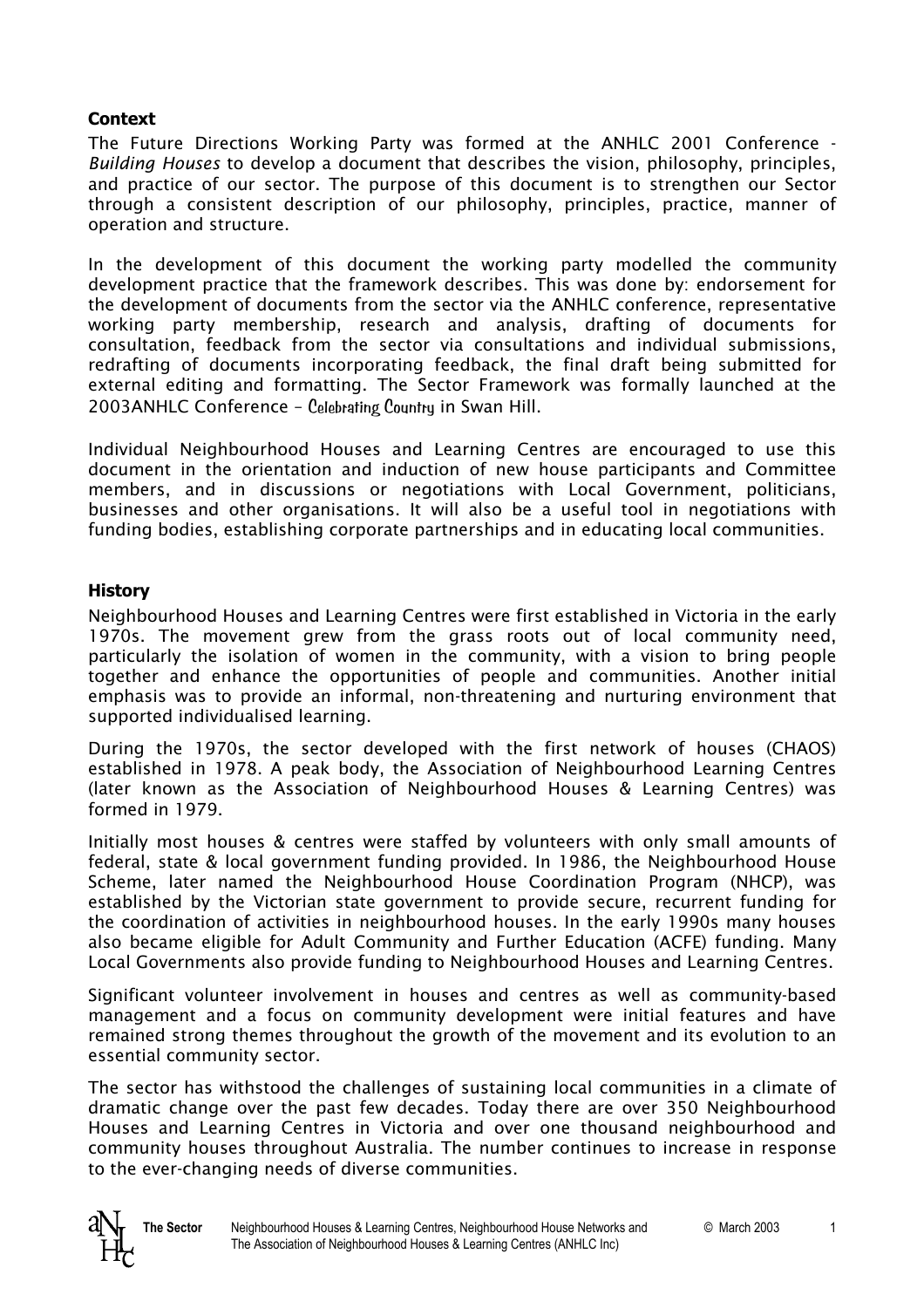### Context

The Future Directions Working Party was formed at the ANHLC 2001 Conference - *Building Houses* to develop a document that describes the vision, philosophy, principles, and practice of our sector. The purpose of this document is to strengthen our Sector through a consistent description of our philosophy, principles, practice, manner of operation and structure.

In the development of this document the working party modelled the community development practice that the framework describes. This was done by: endorsement for the development of documents from the sector via the ANHLC conference, representative working party membership, research and analysis, drafting of documents for consultation, feedback from the sector via consultations and individual submissions, redrafting of documents incorporating feedback, the final draft being submitted for external editing and formatting. The Sector Framework was formally launched at the 2003ANHLC Conference – Celebrating Country in Swan Hill.

Individual Neighbourhood Houses and Learning Centres are encouraged to use this document in the orientation and induction of new house participants and Committee members, and in discussions or negotiations with Local Government, politicians, businesses and other organisations. It will also be a useful tool in negotiations with funding bodies, establishing corporate partnerships and in educating local communities.

### History

Neighbourhood Houses and Learning Centres were first established in Victoria in the early 1970s. The movement grew from the grass roots out of local community need, particularly the isolation of women in the community, with a vision to bring people together and enhance the opportunities of people and communities. Another initial emphasis was to provide an informal, non-threatening and nurturing environment that supported individualised learning.

During the 1970s, the sector developed with the first network of houses (CHAOS) established in 1978. A peak body, the Association of Neighbourhood Learning Centres (later known as the Association of Neighbourhood Houses & Learning Centres) was formed in 1979.

Initially most houses & centres were staffed by volunteers with only small amounts of federal, state & local government funding provided. In 1986, the Neighbourhood House Scheme, later named the Neighbourhood House Coordination Program (NHCP), was established by the Victorian state government to provide secure, recurrent funding for the coordination of activities in neighbourhood houses. In the early 1990s many houses also became eligible for Adult Community and Further Education (ACFE) funding. Many Local Governments also provide funding to Neighbourhood Houses and Learning Centres.

Significant volunteer involvement in houses and centres as well as community-based management and a focus on community development were initial features and have remained strong themes throughout the growth of the movement and its evolution to an essential community sector.

The sector has withstood the challenges of sustaining local communities in a climate of dramatic change over the past few decades. Today there are over 350 Neighbourhood Houses and Learning Centres in Victoria and over one thousand neighbourhood and community houses throughout Australia. The number continues to increase in response to the ever-changing needs of diverse communities.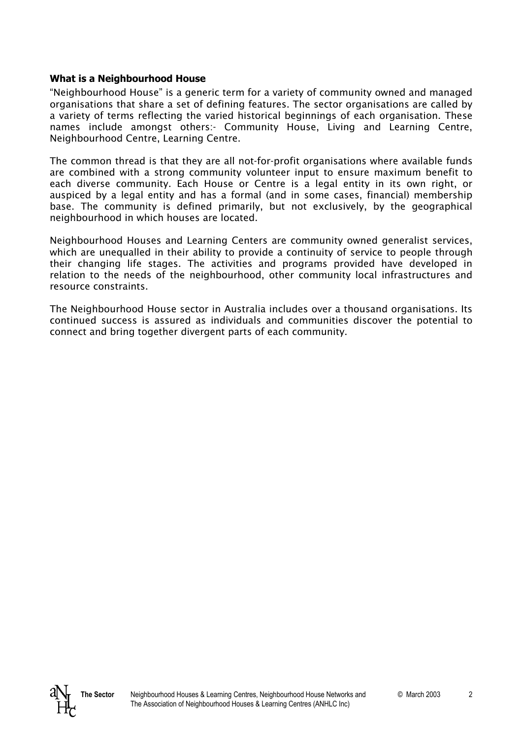### What is a Neighbourhood House

"Neighbourhood House" is a generic term for a variety of community owned and managed organisations that share a set of defining features. The sector organisations are called by a variety of terms reflecting the varied historical beginnings of each organisation. These names include amongst others:- Community House, Living and Learning Centre, Neighbourhood Centre, Learning Centre.

The common thread is that they are all not-for-profit organisations where available funds are combined with a strong community volunteer input to ensure maximum benefit to each diverse community. Each House or Centre is a legal entity in its own right, or auspiced by a legal entity and has a formal (and in some cases, financial) membership base. The community is defined primarily, but not exclusively, by the geographical neighbourhood in which houses are located.

Neighbourhood Houses and Learning Centers are community owned generalist services, which are unequalled in their ability to provide a continuity of service to people through their changing life stages. The activities and programs provided have developed in relation to the needs of the neighbourhood, other community local infrastructures and resource constraints.

The Neighbourhood House sector in Australia includes over a thousand organisations. Its continued success is assured as individuals and communities discover the potential to connect and bring together divergent parts of each community.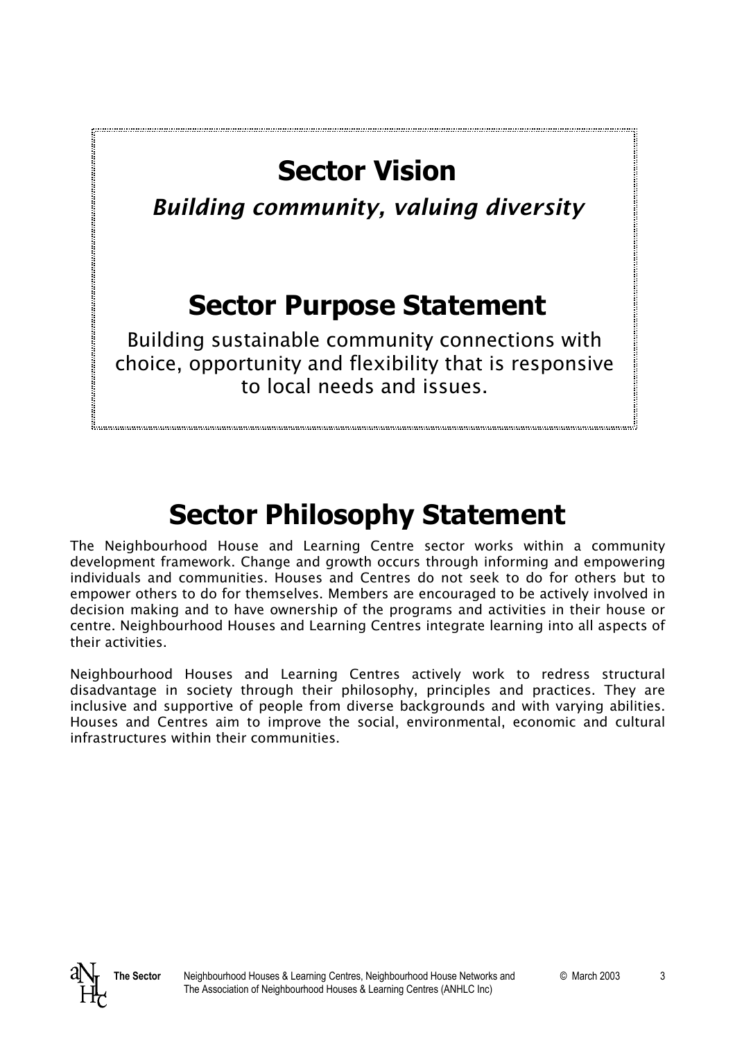## Sector Vision

*Building community, valuing diversity*

## Sector Purpose Statement

Building sustainable community connections with choice, opportunity and flexibility that is responsive to local needs and issues.

# Sector Philosophy Statement

The Neighbourhood House and Learning Centre sector works within a community development framework. Change and growth occurs through informing and empowering individuals and communities. Houses and Centres do not seek to do for others but to empower others to do for themselves. Members are encouraged to be actively involved in decision making and to have ownership of the programs and activities in their house or centre. Neighbourhood Houses and Learning Centres integrate learning into all aspects of their activities.

Neighbourhood Houses and Learning Centres actively work to redress structural disadvantage in society through their philosophy, principles and practices. They are inclusive and supportive of people from diverse backgrounds and with varying abilities. Houses and Centres aim to improve the social, environmental, economic and cultural infrastructures within their communities.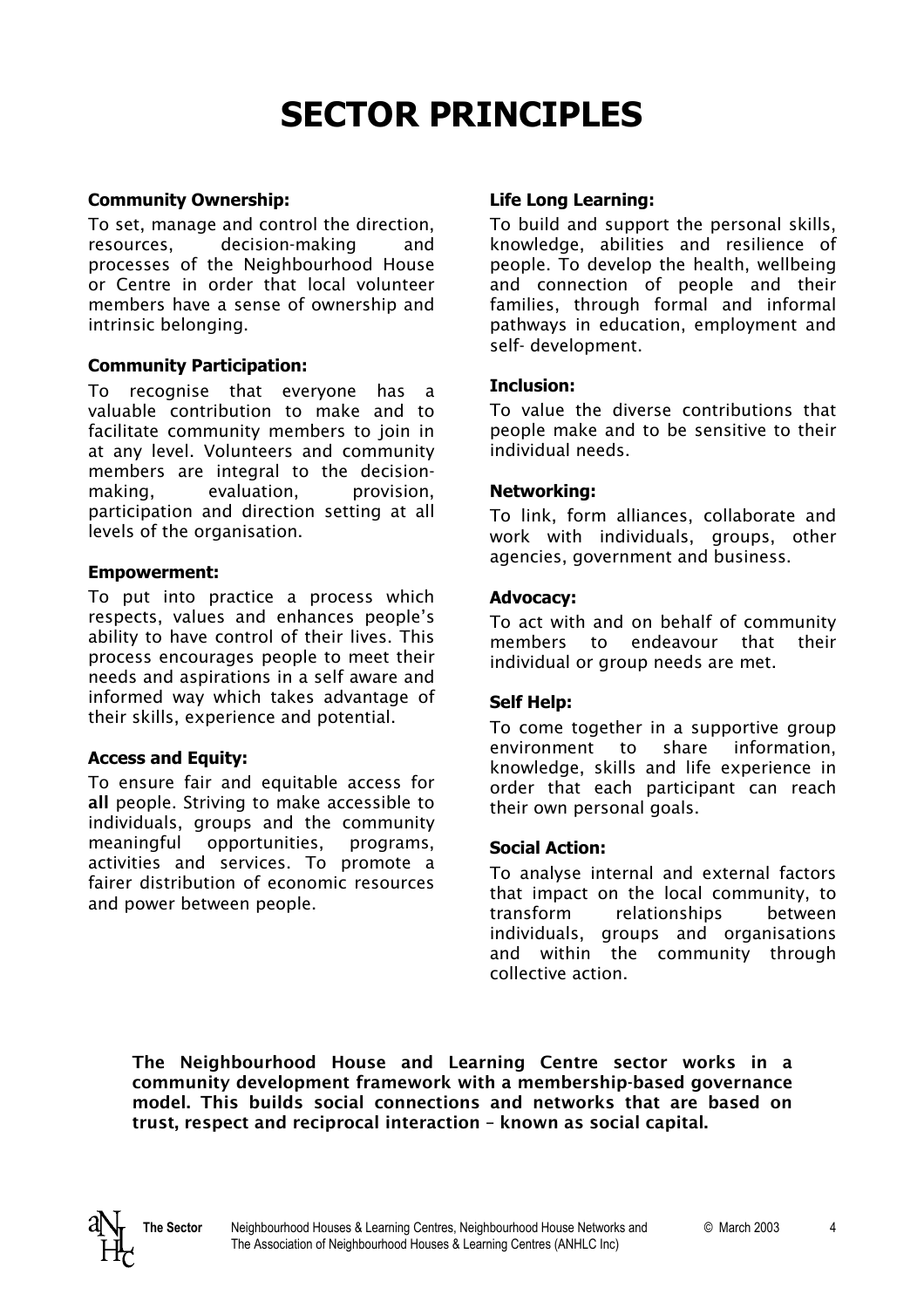# SECTOR PRINCIPLES

**Community Ownership:**

To set, manage and control the direction, resources, decision-making and processes of the Neighbourhood House or Centre in order that local volunteer members have a sense of ownership and intrinsic belonging.

**Community Participation:**

To recognise that everyone has a valuable contribution to make and to facilitate community members to join in at any level. Volunteers and community members are integral to the decision-making, evaluation, provision, participation and direction setting at all levels of the organisation.

**Empowerment:**

To put into practice a process which respects, values and enhances people's ability to have control of their lives. This process encourages people to meet their needs and aspirations in a self aware and informed way which takes advantage of their skills, experience and potential.

**Access and Equity:**

To ensure fair and equitable access for **all** people. Striving to make accessible to individuals, groups and the community meaningful opportunities, programs, activities and services. To promote a fairer distribution of economic resources and power between people.

**Life Long Learning:**

To build and support the personal skills, knowledge, abilities and resilience of people. To develop the health, wellbeing and connection of people and their families, through formal and informal pathways in education, employment and self- development.

**Inclusion:**

To value the diverse contributions that people make and to be sensitive to their individual needs.

**Networking:**

To link, form alliances, collaborate and work with individuals, groups, other agencies, government and business.

**Advocacy:**

To act with and on behalf of community members to endeavour that their individual or group needs are met.

**Self Help:**

To come together in a supportive group environment to share information, knowledge, skills and life experience in order that each participant can reach their own personal goals.

**Social Action:**

To analyse internal and external factors that impact on the local community, to transform relationships between individuals, groups and organisations and within the community through collective action.

**The Neighbourhood House and Learning Centre sector works in a community development framework with a membership-based governance model. This builds social connections and networks that are based on trust, respect and reciprocal interaction – known as social capital.**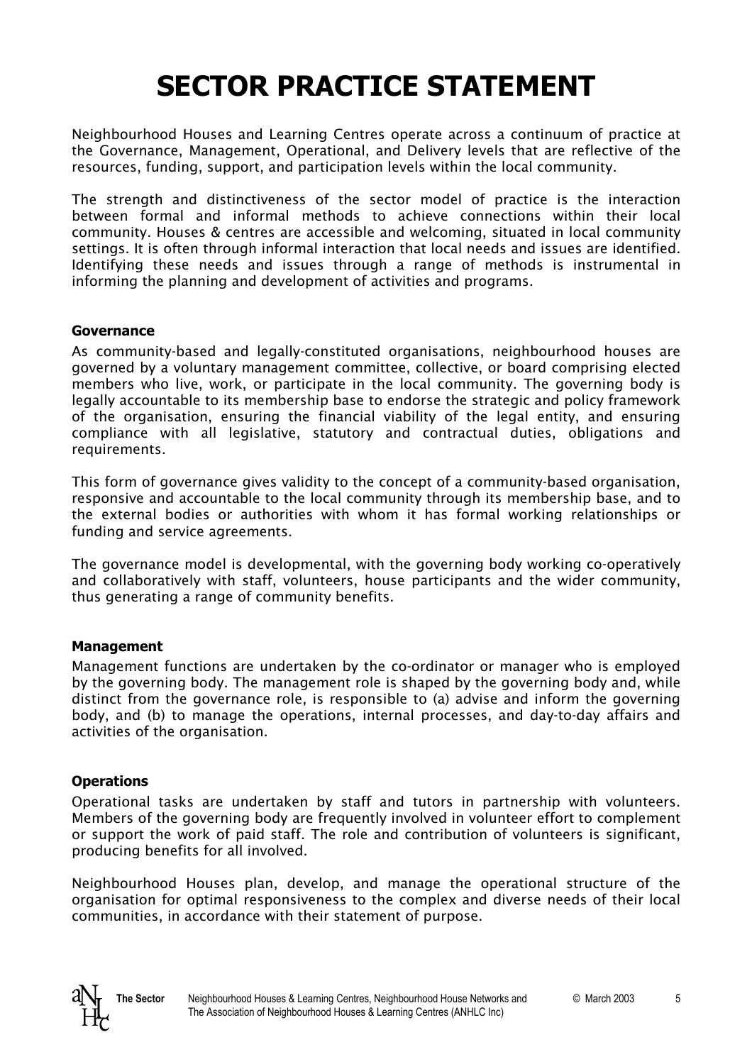# SECTOR PRACTICE STATEMENT

Neighbourhood Houses and Learning Centres operate across a continuum of practice at the Governance, Management, Operational, and Delivery levels that are reflective of the resources, funding, support, and participation levels within the local community.

The strength and distinctiveness of the sector model of practice is the interaction between formal and informal methods to achieve connections within their local community. Houses & centres are accessible and welcoming, situated in local community settings. It is often through informal interaction that local needs and issues are identified. Identifying these needs and issues through a range of methods is instrumental in informing the planning and development of activities and programs.

### Governance

As community-based and legally-constituted organisations, neighbourhood houses are governed by a voluntary management committee, collective, or board comprising elected members who live, work, or participate in the local community. The governing body is legally accountable to its membership base to endorse the strategic and policy framework of the organisation, ensuring the financial viability of the legal entity, and ensuring compliance with all legislative, statutory and contractual duties, obligations and requirements.

This form of governance gives validity to the concept of a community-based organisation, responsive and accountable to the local community through its membership base, and to the external bodies or authorities with whom it has formal working relationships or funding and service agreements.

The governance model is developmental, with the governing body working co-operatively and collaboratively with staff, volunteers, house participants and the wider community, thus generating a range of community benefits.

### Management

Management functions are undertaken by the co-ordinator or manager who is employed by the governing body. The management role is shaped by the governing body and, while distinct from the governance role, is responsible to (a) advise and inform the governing body, and (b) to manage the operations, internal processes, and day-to-day affairs and activities of the organisation.

### Operations

Operational tasks are undertaken by staff and tutors in partnership with volunteers. Members of the governing body are frequently involved in volunteer effort to complement or support the work of paid staff. The role and contribution of volunteers is significant, producing benefits for all involved.

Neighbourhood Houses plan, develop, and manage the operational structure of the organisation for optimal responsiveness to the complex and diverse needs of their local communities, in accordance with their statement of purpose.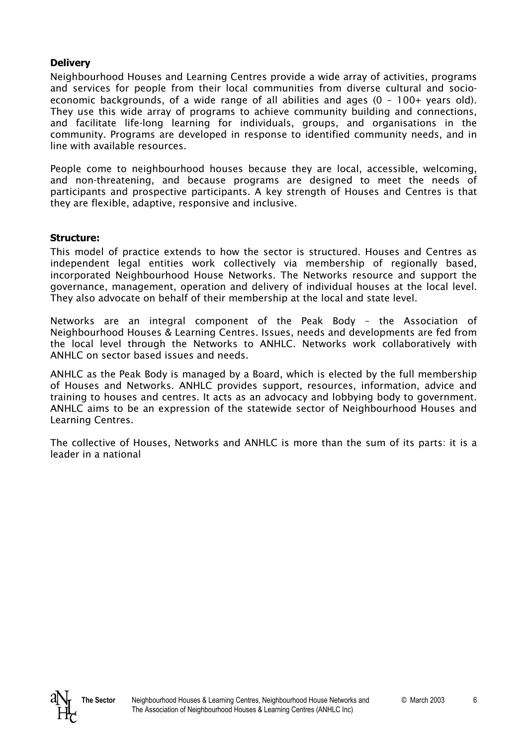**Delivery**

Neighbourhood Houses and Learning Centres provide a wide array of activities, programs and services for people from their local communities from diverse cultural and socio-economic backgrounds, of a wide range of all abilities and ages (0 – 100+ years old). They use this wide array of programs to achieve community building and connections, and facilitate life-long learning for individuals, groups, and organisations in the community. Programs are developed in response to identified community needs, and in line with available resources.

People come to neighbourhood houses because they are local, accessible, welcoming, and non-threatening, and because programs are designed to meet the needs of participants and prospective participants. A key strength of Houses and Centres is that they are flexible, adaptive, responsive and inclusive.

**Structure:**

This model of practice extends to how the sector is structured. Houses and Centres as independent legal entities work collectively via membership of regionally based, incorporated Neighbourhood House Networks. The Networks resource and support the governance, management, operation and delivery of individual houses at the local level. They also advocate on behalf of their membership at the local and state level.

Networks are an integral component of the Peak Body – the Association of Neighbourhood Houses & Learning Centres. Issues, needs and developments are fed from the local level through the Networks to ANHLC. Networks work collaboratively with ANHLC on sector based issues and needs.

ANHLC as the Peak Body is managed by a Board, which is elected by the full membership of Houses and Networks. ANHLC provides support, resources, information, advice and training to houses and centres. It acts as an advocacy and lobbying body to government. ANHLC aims to be an expression of the statewide sector of Neighbourhood Houses and Learning Centres.

The collective of Houses, Networks and ANHLC is more than the sum of its parts: it is a leader in a national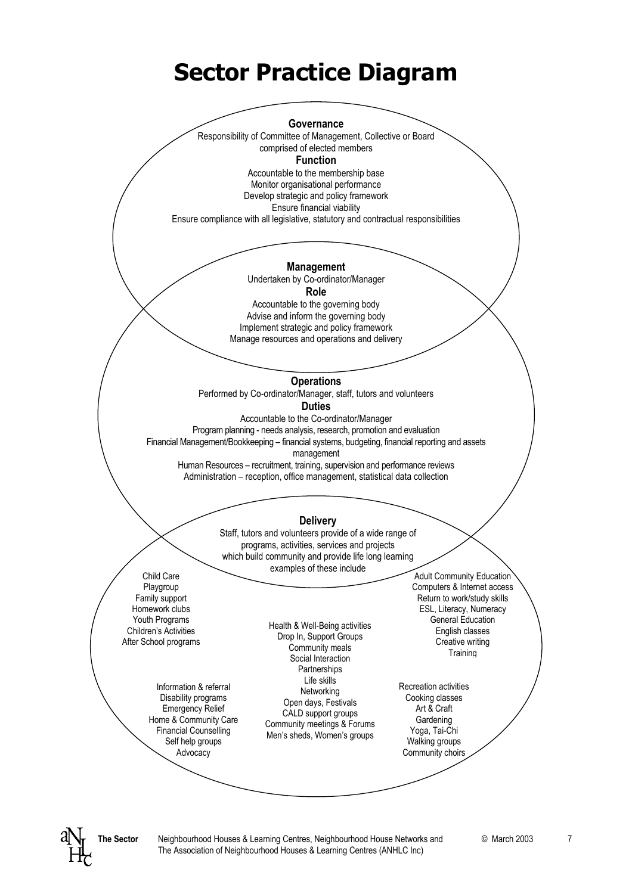# Sector Practice Diagram

**Governance**

Responsibility of Committee of Management, Collective or Board comprised of elected members

**Function**

Accountable to the membership base
Monitor organisational performance
Develop strategic and policy framework
Ensure financial viability
Ensure compliance with all legislative, statutory and contractual responsibilities

**Management**

Undertaken by Co-ordinator/Manager

**Role**

Accountable to the governing body
Advise and inform the governing body
Implement strategic and policy framework
Manage resources and operations and delivery

**Operations**

Performed by Co-ordinator/Manager, staff, tutors and volunteers

**Duties**

Accountable to the Co-ordinator/Manager
Program planning - needs analysis, research, promotion and evaluation
Financial Management/Bookkeeping – financial systems, budgeting, financial reporting and assets management
Human Resources – recruitment, training, supervision and performance reviews
Administration – reception, office management, statistical data collection

**Delivery**

Staff, tutors and volunteers provide of a wide range of programs, activities, services and projects which build community and provide life long learning examples of these include

Child Care
Playgroup
Family support
Homework clubs
Youth Programs
Children's Activities
After School programs

Adult Community Education
Computers & Internet access
Return to work/study skills
ESL, Literacy, Numeracy
General Education
English classes
Creative writing
Training

Health & Well-Being activities
Drop In, Support Groups
Community meals
Social Interaction
Partnerships
Life skills
Networking
Open days, Festivals
CALD support groups
Community meetings & Forums
Men's sheds, Women's groups

Information & referral
Disability programs
Emergency Relief
Home & Community Care
Financial Counselling
Self help groups
Advocacy

Recreation activities
Cooking classes
Art & Craft
Gardening
Yoga, Tai-Chi
Walking groups
Community choirs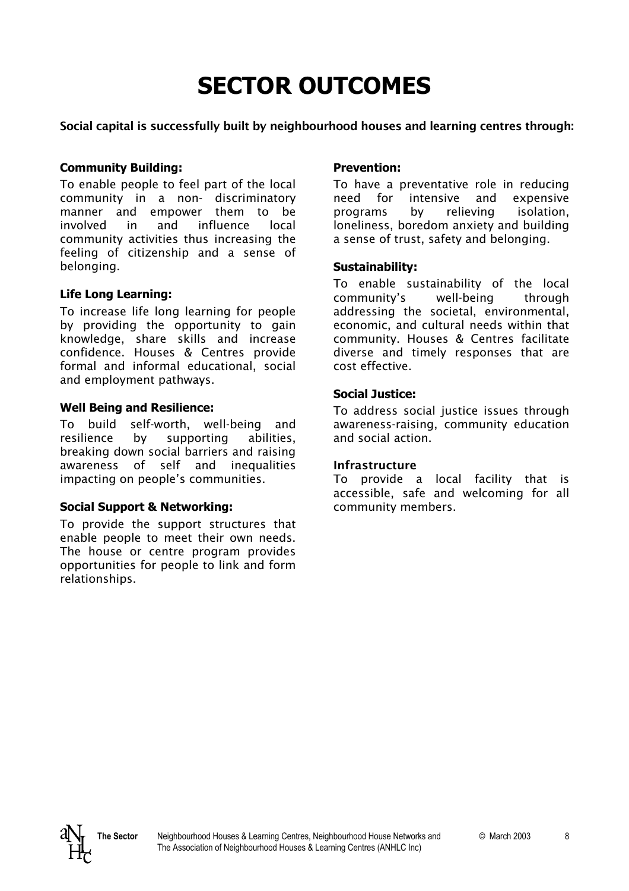# SECTOR OUTCOMES

**Social capital is successfully built by neighbourhood houses and learning centres through:**

**Community Building:**

To enable people to feel part of the local community in a non- discriminatory manner and empower them to be involved in and influence local community activities thus increasing the feeling of citizenship and a sense of belonging.

**Life Long Learning:**

To increase life long learning for people by providing the opportunity to gain knowledge, share skills and increase confidence. Houses & Centres provide formal and informal educational, social and employment pathways.

**Well Being and Resilience:**

To build self-worth, well-being and resilience by supporting abilities, breaking down social barriers and raising awareness of self and inequalities impacting on people's communities.

**Social Support & Networking:**

To provide the support structures that enable people to meet their own needs. The house or centre program provides opportunities for people to link and form relationships.

**Prevention:**

To have a preventative role in reducing need for intensive and expensive programs by relieving isolation, loneliness, boredom anxiety and building a sense of trust, safety and belonging.

**Sustainability:**

To enable sustainability of the local community's well-being through addressing the societal, environmental, economic, and cultural needs within that community. Houses & Centres facilitate diverse and timely responses that are cost effective.

**Social Justice:**

To address social justice issues through awareness-raising, community education and social action.

**Infrastructure**

To provide a local facility that is accessible, safe and welcoming for all community members.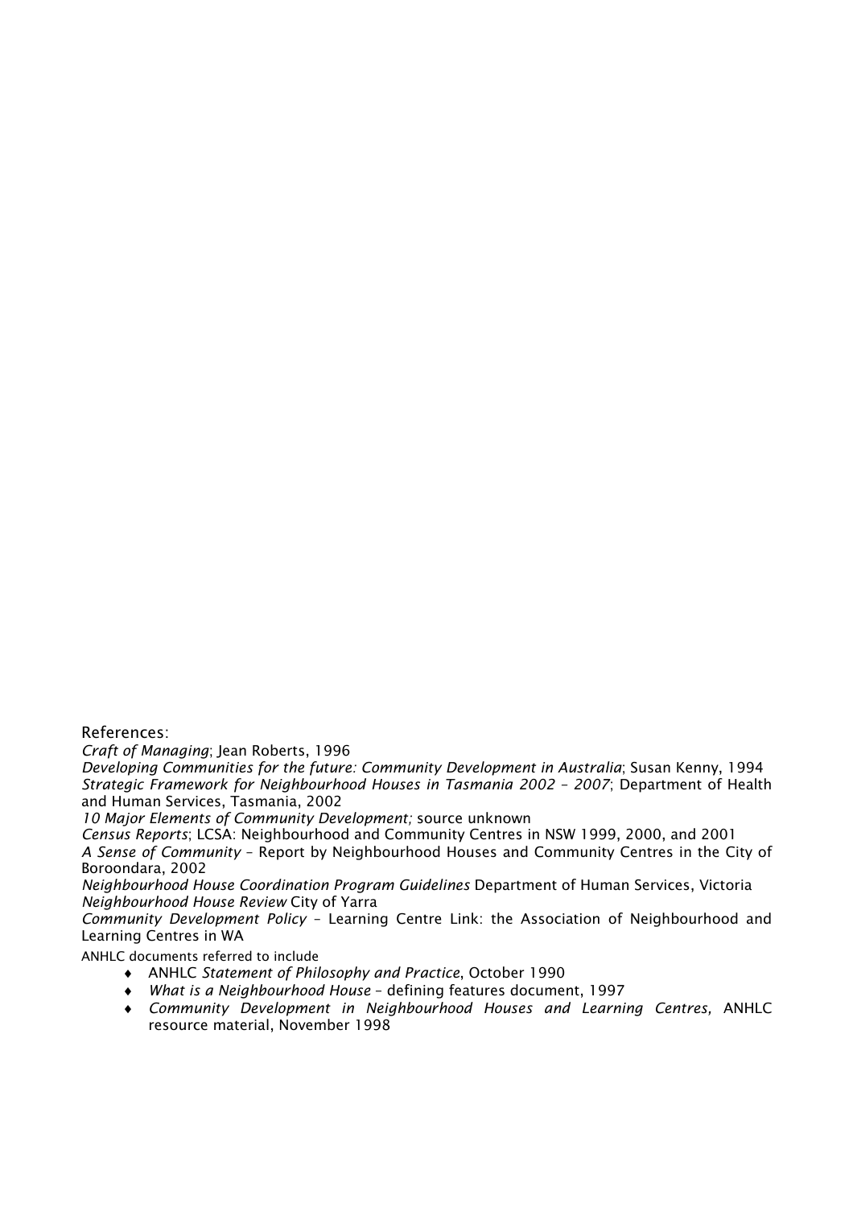References:

*Craft of Managing*; Jean Roberts, 1996

*Developing Communities for the future: Community Development in Australia*; Susan Kenny, 1994

*Strategic Framework for Neighbourhood Houses in Tasmania 2002 – 2007*; Department of Health and Human Services, Tasmania, 2002

*10 Major Elements of Community Development;* source unknown

*Census Reports*; LCSA: Neighbourhood and Community Centres in NSW 1999, 2000, and 2001

*A Sense of Community* – Report by Neighbourhood Houses and Community Centres in the City of Boroondara, 2002

*Neighbourhood House Coordination Program Guidelines* Department of Human Services, Victoria

*Neighbourhood House Review* City of Yarra

*Community Development Policy* – Learning Centre Link: the Association of Neighbourhood and Learning Centres in WA

ANHLC documents referred to include

- ANHLC *Statement of Philosophy and Practice*, October 1990
- *What is a Neighbourhood House* – defining features document, 1997
- *Community Development in Neighbourhood Houses and Learning Centres,* ANHLC resource material, November 1998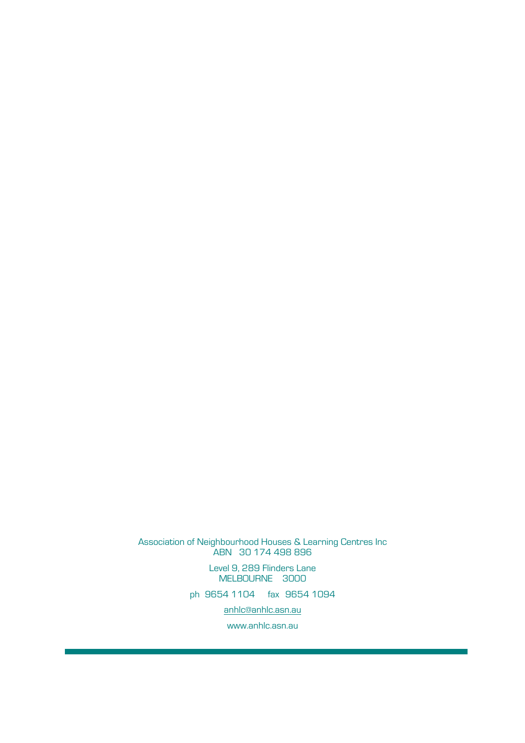Association of Neighbourhood Houses & Learning Centres Inc
ABN 30 174 498 896

Level 9, 289 Flinders Lane
MELBOURNE 3000

ph 9654 1104 fax 9654 1094

anhlc@anhlc.asn.au

www.anhlc.asn.au